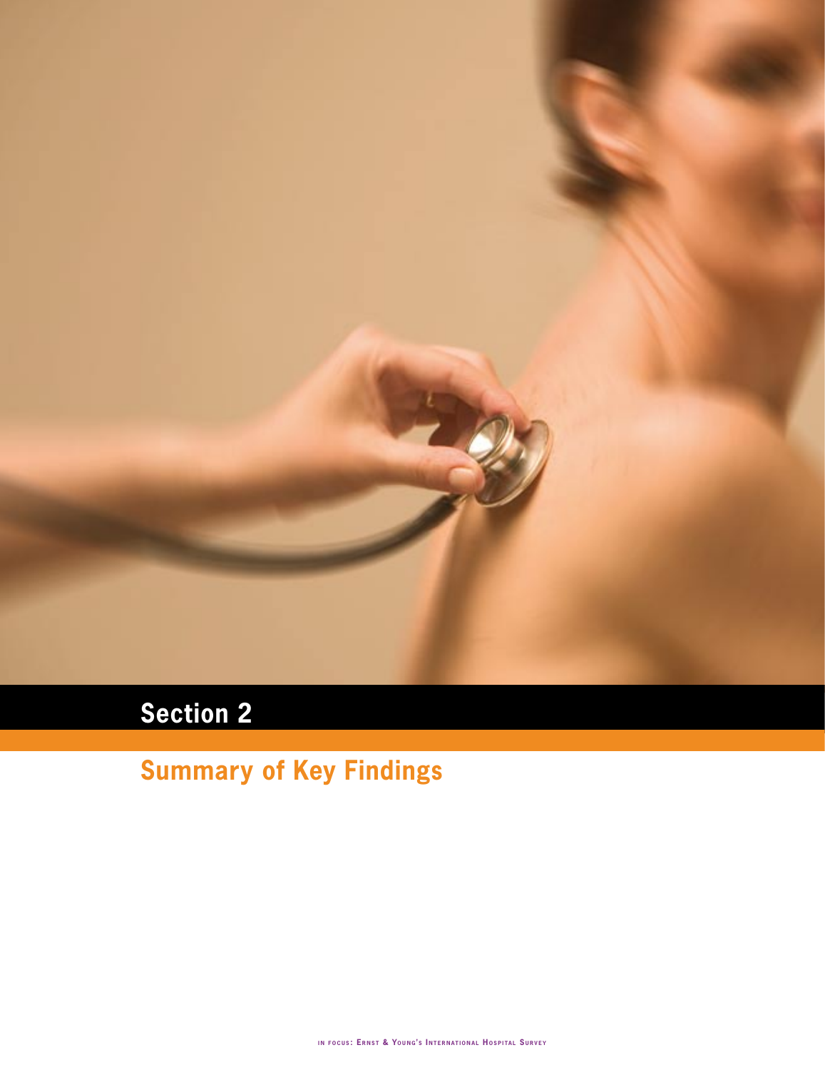# Section 2

## Summary of Key Findings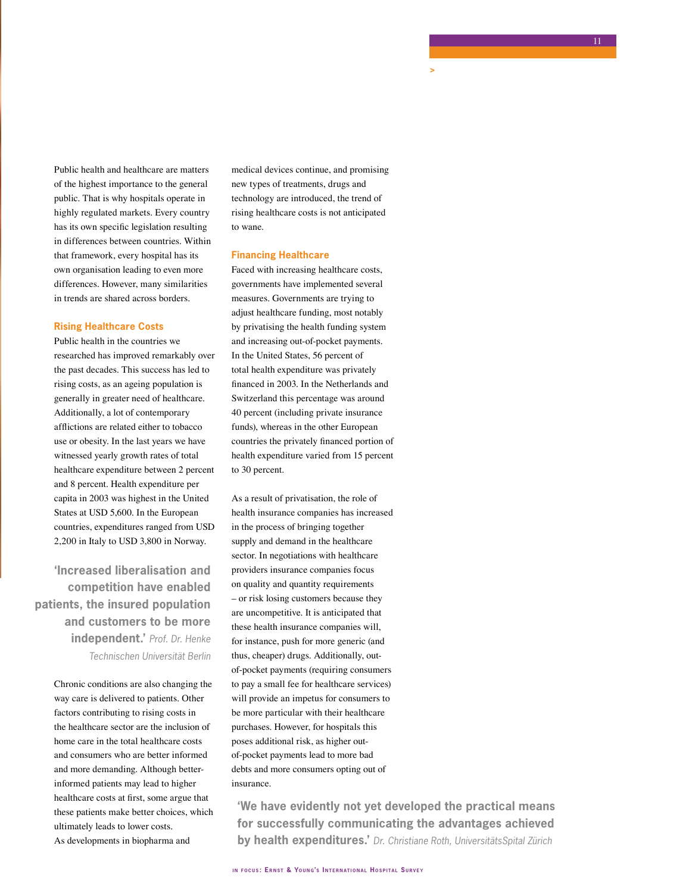Public health and healthcare are matters of the highest importance to the general public. That is why hospitals operate in highly regulated markets. Every country has its own specific legislation resulting in differences between countries. Within that framework, every hospital has its own organisation leading to even more differences. However, many similarities in trends are shared across borders.

### Rising Healthcare Costs

Public health in the countries we researched has improved remarkably over the past decades. This success has led to rising costs, as an ageing population is generally in greater need of healthcare. Additionally, a lot of contemporary afflictions are related either to tobacco use or obesity. In the last years we have witnessed yearly growth rates of total healthcare expenditure between 2 percent and 8 percent. Health expenditure per capita in 2003 was highest in the United States at USD 5,600. In the European countries, expenditures ranged from USD 2,200 in Italy to USD 3,800 in Norway.

> **'Increased liberalisation and competition have enabled patients, the insured population and customers to be more independent.'** *Prof. Dr. Henke Technischen Universität Berlin*

Chronic conditions are also changing the way care is delivered to patients. Other factors contributing to rising costs in the healthcare sector are the inclusion of home care in the total healthcare costs and consumers who are better informed and more demanding. Although better-informed patients may lead to higher healthcare costs at first, some argue that these patients make better choices, which ultimately leads to lower costs.
As developments in biopharma and medical devices continue, and promising new types of treatments, drugs and technology are introduced, the trend of rising healthcare costs is not anticipated to wane.

### Financing Healthcare

Faced with increasing healthcare costs, governments have implemented several measures. Governments are trying to adjust healthcare funding, most notably by privatising the health funding system and increasing out-of-pocket payments. In the United States, 56 percent of total health expenditure was privately financed in 2003. In the Netherlands and Switzerland this percentage was around 40 percent (including private insurance funds), whereas in the other European countries the privately financed portion of health expenditure varied from 15 percent to 30 percent.

As a result of privatisation, the role of health insurance companies has increased in the process of bringing together supply and demand in the healthcare sector. In negotiations with healthcare providers insurance companies focus on quality and quantity requirements – or risk losing customers because they are uncompetitive. It is anticipated that these health insurance companies will, for instance, push for more generic (and thus, cheaper) drugs. Additionally, out-of-pocket payments (requiring consumers to pay a small fee for healthcare services) will provide an impetus for consumers to be more particular with their healthcare purchases. However, for hospitals this poses additional risk, as higher out-of-pocket payments lead to more bad debts and more consumers opting out of insurance.

> **'We have evidently not yet developed the practical means for successfully communicating the advantages achieved by health expenditures.'** *Dr. Christiane Roth, UniversitätsSpital Zürich*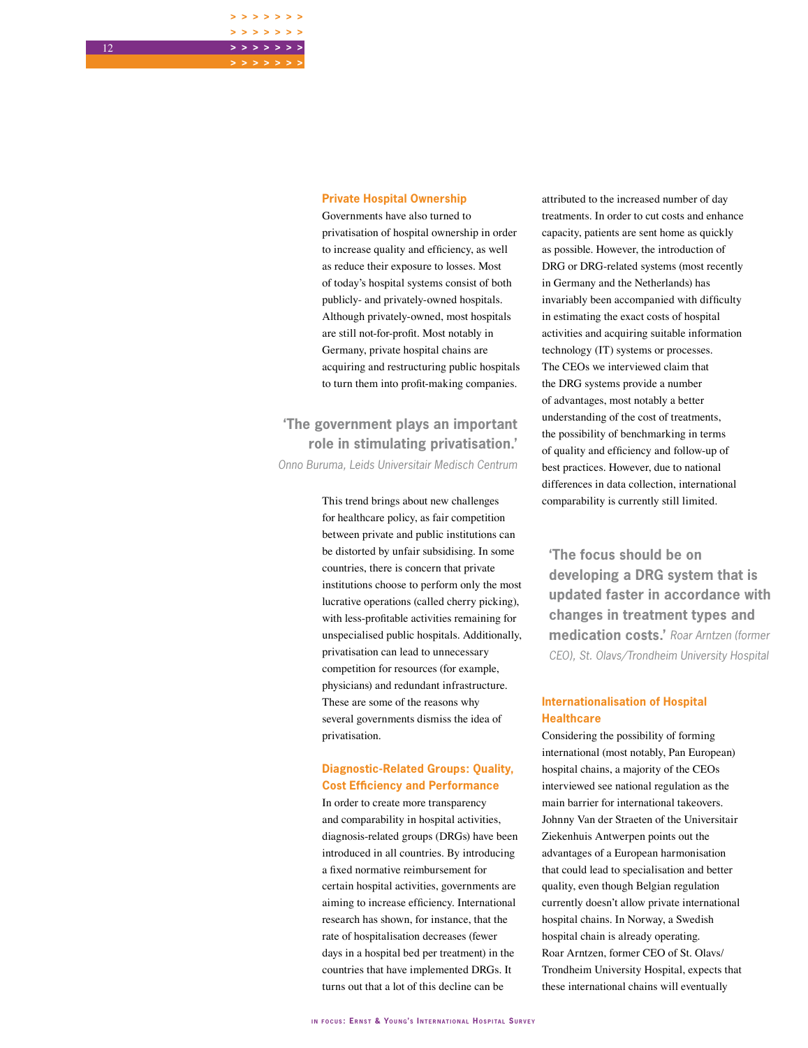## Private Hospital Ownership

Governments have also turned to privatisation of hospital ownership in order to increase quality and efficiency, as well as reduce their exposure to losses. Most of today's hospital systems consist of both publicly- and privately-owned hospitals. Although privately-owned, most hospitals are still not-for-profit. Most notably in Germany, private hospital chains are acquiring and restructuring public hospitals to turn them into profit-making companies.

> **'The government plays an important role in stimulating privatisation.'**
> *Onno Buruma, Leids Universitair Medisch Centrum*

This trend brings about new challenges for healthcare policy, as fair competition between private and public institutions can be distorted by unfair subsidising. In some countries, there is concern that private institutions choose to perform only the most lucrative operations (called cherry picking), with less-profitable activities remaining for unspecialised public hospitals. Additionally, privatisation can lead to unnecessary competition for resources (for example, physicians) and redundant infrastructure. These are some of the reasons why several governments dismiss the idea of privatisation.

## Diagnostic-Related Groups: Quality, Cost Efficiency and Performance

In order to create more transparency and comparability in hospital activities, diagnosis-related groups (DRGs) have been introduced in all countries. By introducing a fixed normative reimbursement for certain hospital activities, governments are aiming to increase efficiency. International research has shown, for instance, that the rate of hospitalisation decreases (fewer days in a hospital bed per treatment) in the countries that have implemented DRGs. It turns out that a lot of this decline can be attributed to the increased number of day treatments. In order to cut costs and enhance capacity, patients are sent home as quickly as possible. However, the introduction of DRG or DRG-related systems (most recently in Germany and the Netherlands) has invariably been accompanied with difficulty in estimating the exact costs of hospital activities and acquiring suitable information technology (IT) systems or processes. The CEOs we interviewed claim that the DRG systems provide a number of advantages, most notably a better understanding of the cost of treatments, the possibility of benchmarking in terms of quality and efficiency and follow-up of best practices. However, due to national differences in data collection, international comparability is currently still limited.

> **'The focus should be on developing a DRG system that is updated faster in accordance with changes in treatment types and medication costs.'** *Roar Arntzen (former CEO), St. Olavs/Trondheim University Hospital*

## Internationalisation of Hospital Healthcare

Considering the possibility of forming international (most notably, Pan European) hospital chains, a majority of the CEOs interviewed see national regulation as the main barrier for international takeovers. Johnny Van der Straeten of the Universitair Ziekenhuis Antwerpen points out the advantages of a European harmonisation that could lead to specialisation and better quality, even though Belgian regulation currently doesn't allow private international hospital chains. In Norway, a Swedish hospital chain is already operating. Roar Arntzen, former CEO of St. Olavs/Trondheim University Hospital, expects that these international chains will eventually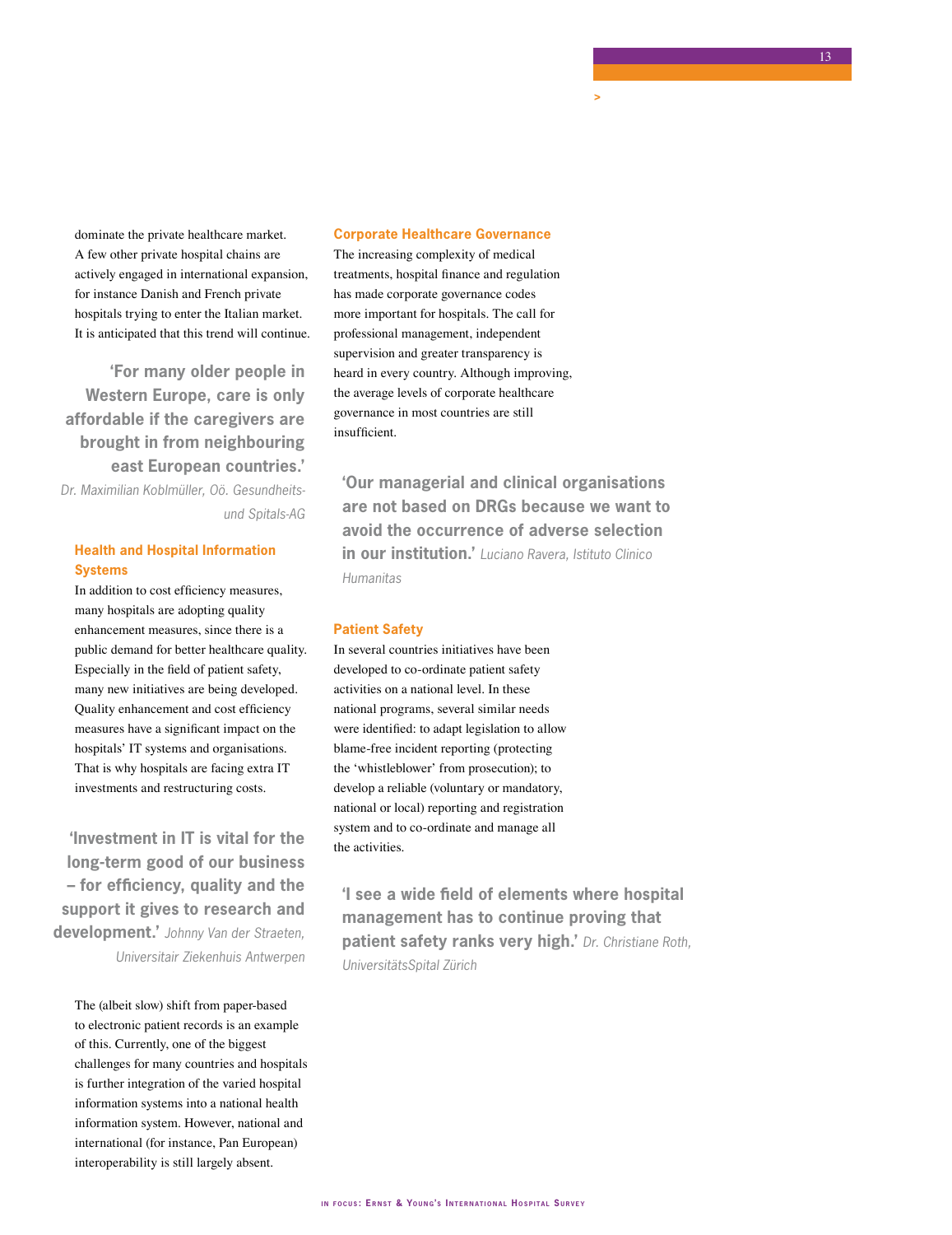dominate the private healthcare market. A few other private hospital chains are actively engaged in international expansion, for instance Danish and French private hospitals trying to enter the Italian market. It is anticipated that this trend will continue.

**'For many older people in Western Europe, care is only affordable if the caregivers are brought in from neighbouring east European countries.'** *Dr. Maximilian Koblmüller, Oö. Gesundheits- und Spitals-AG*

### Health and Hospital Information Systems

In addition to cost efficiency measures, many hospitals are adopting quality enhancement measures, since there is a public demand for better healthcare quality. Especially in the field of patient safety, many new initiatives are being developed. Quality enhancement and cost efficiency measures have a significant impact on the hospitals' IT systems and organisations. That is why hospitals are facing extra IT investments and restructuring costs.

**'Investment in IT is vital for the long-term good of our business – for efficiency, quality and the support it gives to research and development.'** *Johnny Van der Straeten, Universitair Ziekenhuis Antwerpen*

The (albeit slow) shift from paper-based to electronic patient records is an example of this. Currently, one of the biggest challenges for many countries and hospitals is further integration of the varied hospital information systems into a national health information system. However, national and international (for instance, Pan European) interoperability is still largely absent.

### Corporate Healthcare Governance

The increasing complexity of medical treatments, hospital finance and regulation has made corporate governance codes more important for hospitals. The call for professional management, independent supervision and greater transparency is heard in every country. Although improving, the average levels of corporate healthcare governance in most countries are still insufficient.

**'Our managerial and clinical organisations are not based on DRGs because we want to avoid the occurrence of adverse selection in our institution.'** *Luciano Ravera, Istituto Clinico Humanitas*

### Patient Safety

In several countries initiatives have been developed to co-ordinate patient safety activities on a national level. In these national programs, several similar needs were identified: to adapt legislation to allow blame-free incident reporting (protecting the 'whistleblower' from prosecution); to develop a reliable (voluntary or mandatory, national or local) reporting and registration system and to co-ordinate and manage all the activities.

**'I see a wide field of elements where hospital management has to continue proving that patient safety ranks very high.'** *Dr. Christiane Roth, UniversitätsSpital Zürich*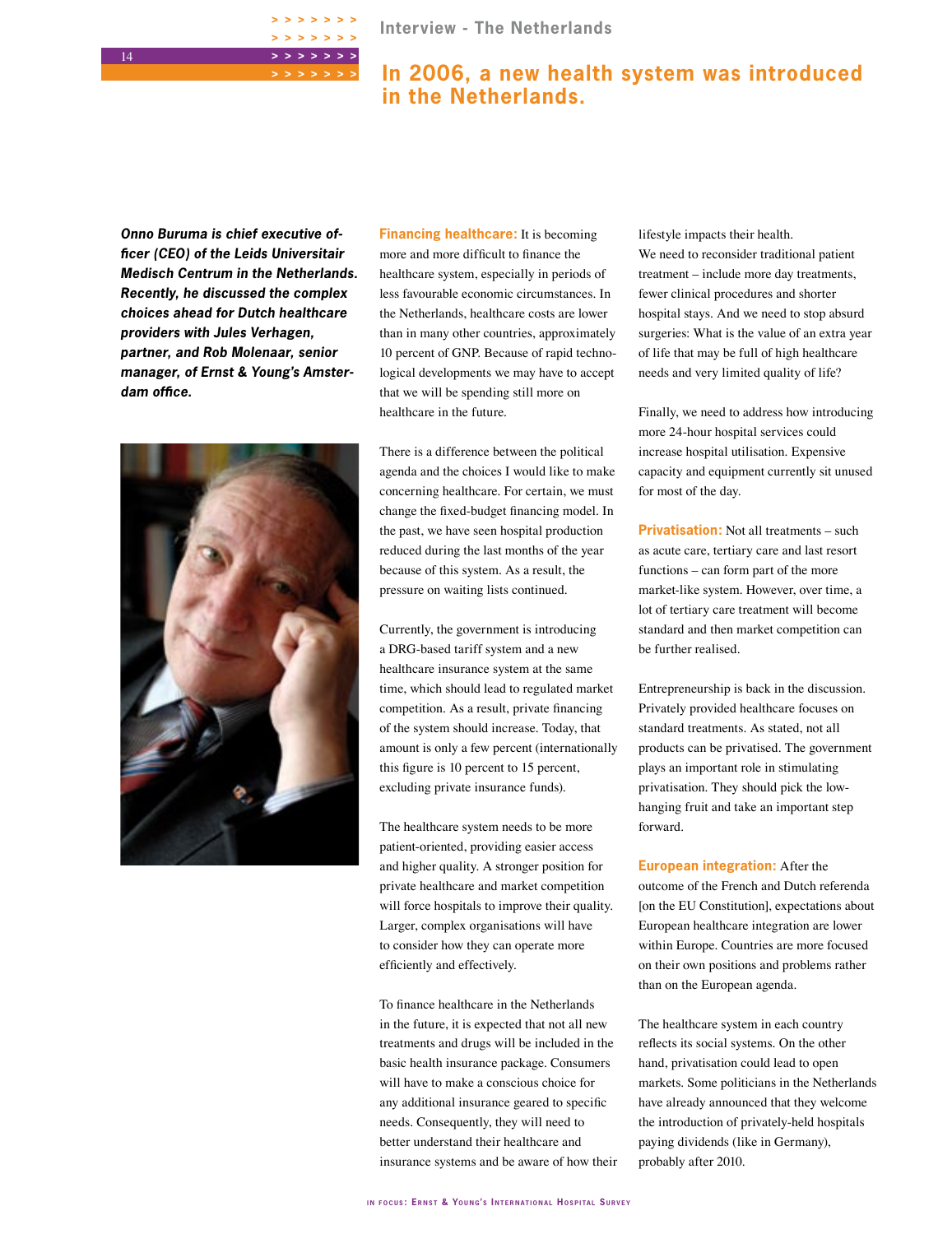## In 2006, a new health system was introduced in the Netherlands.

***Onno Buruma is chief executive officer (CEO) of the Leids Universitair Medisch Centrum in the Netherlands. Recently, he discussed the complex choices ahead for Dutch healthcare providers with Jules Verhagen, partner, and Rob Molenaar, senior manager, of Ernst & Young's Amsterdam office.***

**Financing healthcare:** It is becoming more and more difficult to finance the healthcare system, especially in periods of less favourable economic circumstances. In the Netherlands, healthcare costs are lower than in many other countries, approximately 10 percent of GNP. Because of rapid technological developments we may have to accept that we will be spending still more on healthcare in the future.

There is a difference between the political agenda and the choices I would like to make concerning healthcare. For certain, we must change the fixed-budget financing model. In the past, we have seen hospital production reduced during the last months of the year because of this system. As a result, the pressure on waiting lists continued.

Currently, the government is introducing a DRG-based tariff system and a new healthcare insurance system at the same time, which should lead to regulated market competition. As a result, private financing of the system should increase. Today, that amount is only a few percent (internationally this figure is 10 percent to 15 percent, excluding private insurance funds).

The healthcare system needs to be more patient-oriented, providing easier access and higher quality. A stronger position for private healthcare and market competition will force hospitals to improve their quality. Larger, complex organisations will have to consider how they can operate more efficiently and effectively.

To finance healthcare in the Netherlands in the future, it is expected that not all new treatments and drugs will be included in the basic health insurance package. Consumers will have to make a conscious choice for any additional insurance geared to specific needs. Consequently, they will need to better understand their healthcare and insurance systems and be aware of how their lifestyle impacts their health.
We need to reconsider traditional patient treatment – include more day treatments, fewer clinical procedures and shorter hospital stays. And we need to stop absurd surgeries: What is the value of an extra year of life that may be full of high healthcare needs and very limited quality of life?

Finally, we need to address how introducing more 24-hour hospital services could increase hospital utilisation. Expensive capacity and equipment currently sit unused for most of the day.

**Privatisation:** Not all treatments – such as acute care, tertiary care and last resort functions – can form part of the more market-like system. However, over time, a lot of tertiary care treatment will become standard and then market competition can be further realised.

Entrepreneurship is back in the discussion. Privately provided healthcare focuses on standard treatments. As stated, not all products can be privatised. The government plays an important role in stimulating privatisation. They should pick the low-hanging fruit and take an important step forward.

**European integration:** After the outcome of the French and Dutch referenda [on the EU Constitution], expectations about European healthcare integration are lower within Europe. Countries are more focused on their own positions and problems rather than on the European agenda.

The healthcare system in each country reflects its social systems. On the other hand, privatisation could lead to open markets. Some politicians in the Netherlands have already announced that they welcome the introduction of privately-held hospitals paying dividends (like in Germany), probably after 2010.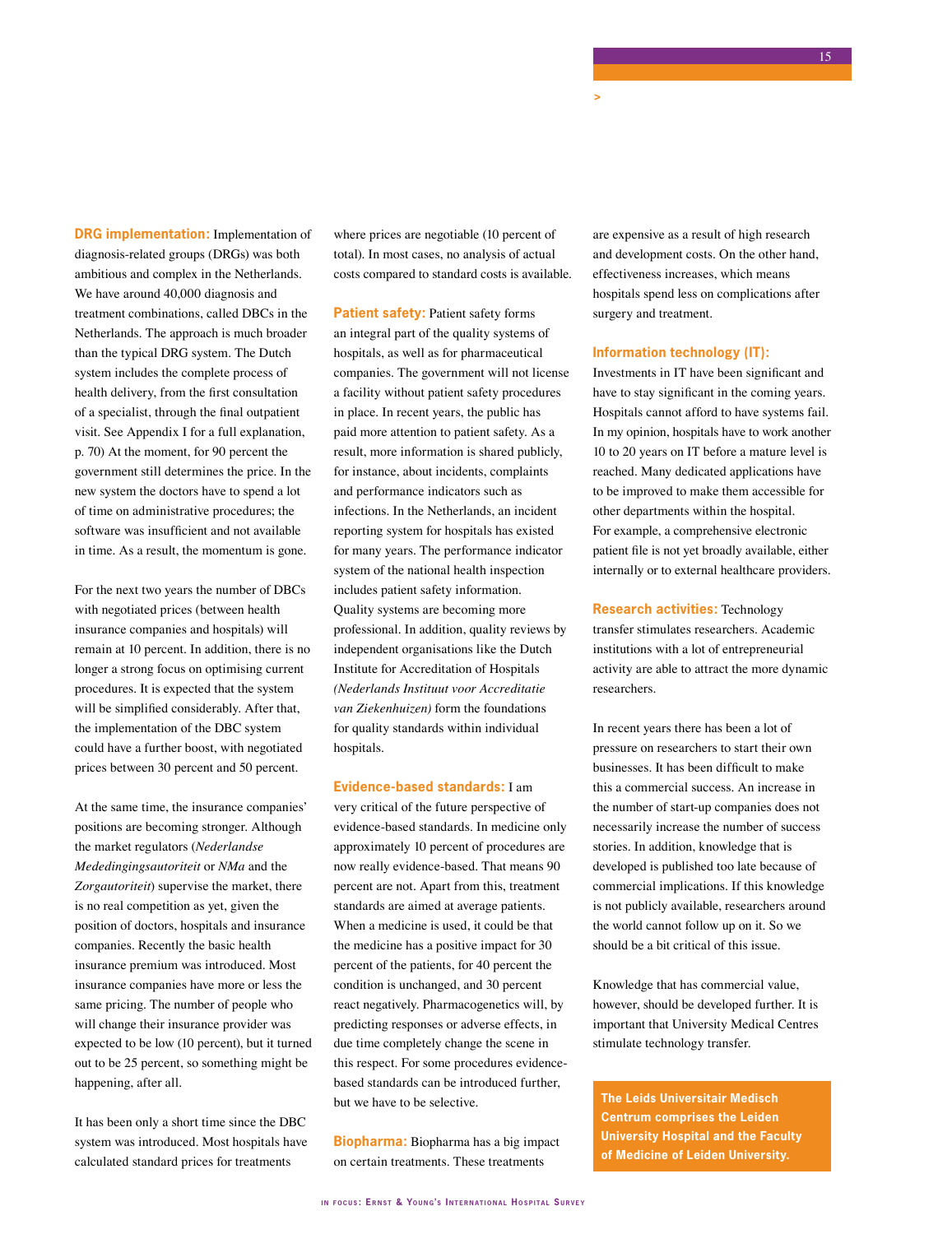**DRG implementation:** Implementation of diagnosis-related groups (DRGs) was both ambitious and complex in the Netherlands. We have around 40,000 diagnosis and treatment combinations, called DBCs in the Netherlands. The approach is much broader than the typical DRG system. The Dutch system includes the complete process of health delivery, from the first consultation of a specialist, through the final outpatient visit. See Appendix I for a full explanation, p. 70) At the moment, for 90 percent the government still determines the price. In the new system the doctors have to spend a lot of time on administrative procedures; the software was insufficient and not available in time. As a result, the momentum is gone.

For the next two years the number of DBCs with negotiated prices (between health insurance companies and hospitals) will remain at 10 percent. In addition, there is no longer a strong focus on optimising current procedures. It is expected that the system will be simplified considerably. After that, the implementation of the DBC system could have a further boost, with negotiated prices between 30 percent and 50 percent.

At the same time, the insurance companies' positions are becoming stronger. Although the market regulators (*Nederlandse Mededingingsautoriteit* or *NMa* and the *Zorgautoriteit*) supervise the market, there is no real competition as yet, given the position of doctors, hospitals and insurance companies. Recently the basic health insurance premium was introduced. Most insurance companies have more or less the same pricing. The number of people who will change their insurance provider was expected to be low (10 percent), but it turned out to be 25 percent, so something might be happening, after all.

It has been only a short time since the DBC system was introduced. Most hospitals have calculated standard prices for treatments where prices are negotiable (10 percent of total). In most cases, no analysis of actual costs compared to standard costs is available.

**Patient safety:** Patient safety forms an integral part of the quality systems of hospitals, as well as for pharmaceutical companies. The government will not license a facility without patient safety procedures in place. In recent years, the public has paid more attention to patient safety. As a result, more information is shared publicly, for instance, about incidents, complaints and performance indicators such as infections. In the Netherlands, an incident reporting system for hospitals has existed for many years. The performance indicator system of the national health inspection includes patient safety information. Quality systems are becoming more professional. In addition, quality reviews by independent organisations like the Dutch Institute for Accreditation of Hospitals *(Nederlands Instituut voor Accreditatie van Ziekenhuizen)* form the foundations for quality standards within individual hospitals.

**Evidence-based standards:** I am very critical of the future perspective of evidence-based standards. In medicine only approximately 10 percent of procedures are now really evidence-based. That means 90 percent are not. Apart from this, treatment standards are aimed at average patients. When a medicine is used, it could be that the medicine has a positive impact for 30 percent of the patients, for 40 percent the condition is unchanged, and 30 percent react negatively. Pharmacogenetics will, by predicting responses or adverse effects, in due time completely change the scene in this respect. For some procedures evidence-based standards can be introduced further, but we have to be selective.

**Biopharma:** Biopharma has a big impact on certain treatments. These treatments are expensive as a result of high research and development costs. On the other hand, effectiveness increases, which means hospitals spend less on complications after surgery and treatment.

**Information technology (IT):** Investments in IT have been significant and have to stay significant in the coming years. Hospitals cannot afford to have systems fail. In my opinion, hospitals have to work another 10 to 20 years on IT before a mature level is reached. Many dedicated applications have to be improved to make them accessible for other departments within the hospital. For example, a comprehensive electronic patient file is not yet broadly available, either internally or to external healthcare providers.

**Research activities:** Technology transfer stimulates researchers. Academic institutions with a lot of entrepreneurial activity are able to attract the more dynamic researchers.

In recent years there has been a lot of pressure on researchers to start their own businesses. It has been difficult to make this a commercial success. An increase in the number of start-up companies does not necessarily increase the number of success stories. In addition, knowledge that is developed is published too late because of commercial implications. If this knowledge is not publicly available, researchers around the world cannot follow up on it. So we should be a bit critical of this issue.

Knowledge that has commercial value, however, should be developed further. It is important that University Medical Centres stimulate technology transfer.

**The Leids Universitair Medisch Centrum comprises the Leiden University Hospital and the Faculty of Medicine of Leiden University.**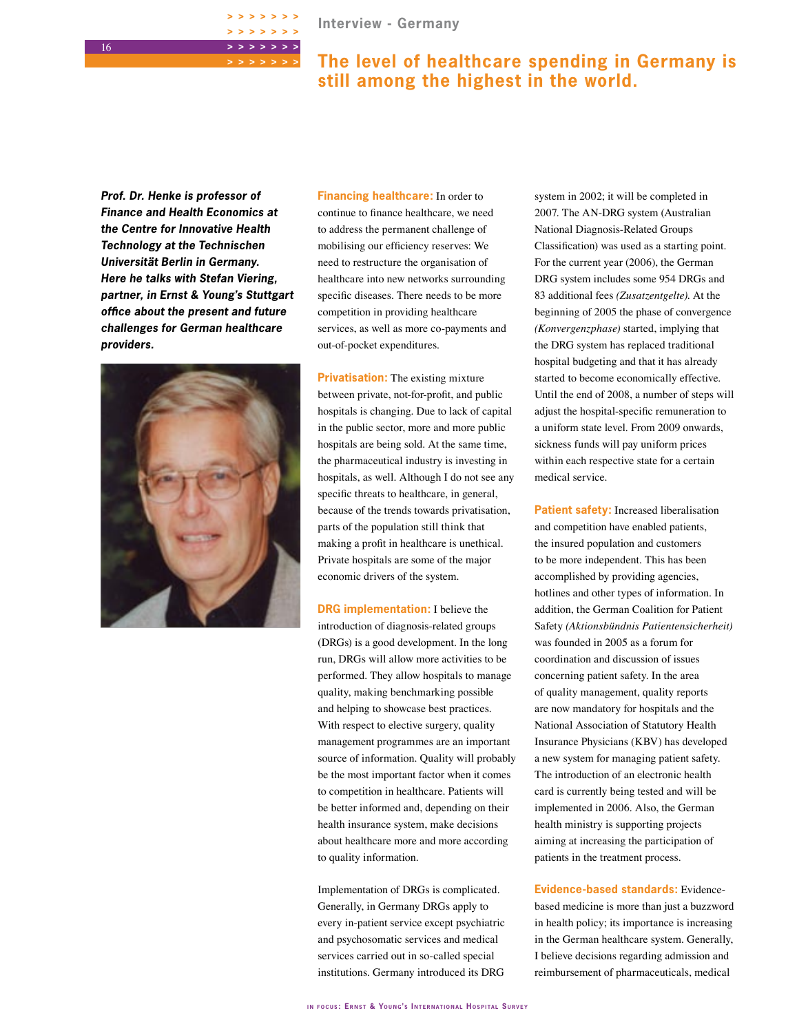Interview - Germany

# The level of healthcare spending in Germany is still among the highest in the world.

***Prof. Dr. Henke is professor of Finance and Health Economics at the Centre for Innovative Health Technology at the Technischen Universität Berlin in Germany. Here he talks with Stefan Viering, partner, in Ernst & Young's Stuttgart office about the present and future challenges for German healthcare providers.***

**Financing healthcare:** In order to continue to finance healthcare, we need to address the permanent challenge of mobilising our efficiency reserves: We need to restructure the organisation of healthcare into new networks surrounding specific diseases. There needs to be more competition in providing healthcare services, as well as more co-payments and out-of-pocket expenditures.

**Privatisation:** The existing mixture between private, not-for-profit, and public hospitals is changing. Due to lack of capital in the public sector, more and more public hospitals are being sold. At the same time, the pharmaceutical industry is investing in hospitals, as well. Although I do not see any specific threats to healthcare, in general, because of the trends towards privatisation, parts of the population still think that making a profit in healthcare is unethical. Private hospitals are some of the major economic drivers of the system.

**DRG implementation:** I believe the introduction of diagnosis-related groups (DRGs) is a good development. In the long run, DRGs will allow more activities to be performed. They allow hospitals to manage quality, making benchmarking possible and helping to showcase best practices. With respect to elective surgery, quality management programmes are an important source of information. Quality will probably be the most important factor when it comes to competition in healthcare. Patients will be better informed and, depending on their health insurance system, make decisions about healthcare more and more according to quality information.

Implementation of DRGs is complicated. Generally, in Germany DRGs apply to every in-patient service except psychiatric and psychosomatic services and medical services carried out in so-called special institutions. Germany introduced its DRG system in 2002; it will be completed in 2007. The AN-DRG system (Australian National Diagnosis-Related Groups Classification) was used as a starting point. For the current year (2006), the German DRG system includes some 954 DRGs and 83 additional fees *(Zusatzentgelte)*. At the beginning of 2005 the phase of convergence *(Konvergenzphase)* started, implying that the DRG system has replaced traditional hospital budgeting and that it has already started to become economically effective. Until the end of 2008, a number of steps will adjust the hospital-specific remuneration to a uniform state level. From 2009 onwards, sickness funds will pay uniform prices within each respective state for a certain medical service.

**Patient safety:** Increased liberalisation and competition have enabled patients, the insured population and customers to be more independent. This has been accomplished by providing agencies, hotlines and other types of information. In addition, the German Coalition for Patient Safety *(Aktionsbündnis Patientensicherheit)* was founded in 2005 as a forum for coordination and discussion of issues concerning patient safety. In the area of quality management, quality reports are now mandatory for hospitals and the National Association of Statutory Health Insurance Physicians (KBV) has developed a new system for managing patient safety. The introduction of an electronic health card is currently being tested and will be implemented in 2006. Also, the German health ministry is supporting projects aiming at increasing the participation of patients in the treatment process.

**Evidence-based standards:** Evidence-based medicine is more than just a buzzword in health policy; its importance is increasing in the German healthcare system. Generally, I believe decisions regarding admission and reimbursement of pharmaceuticals, medical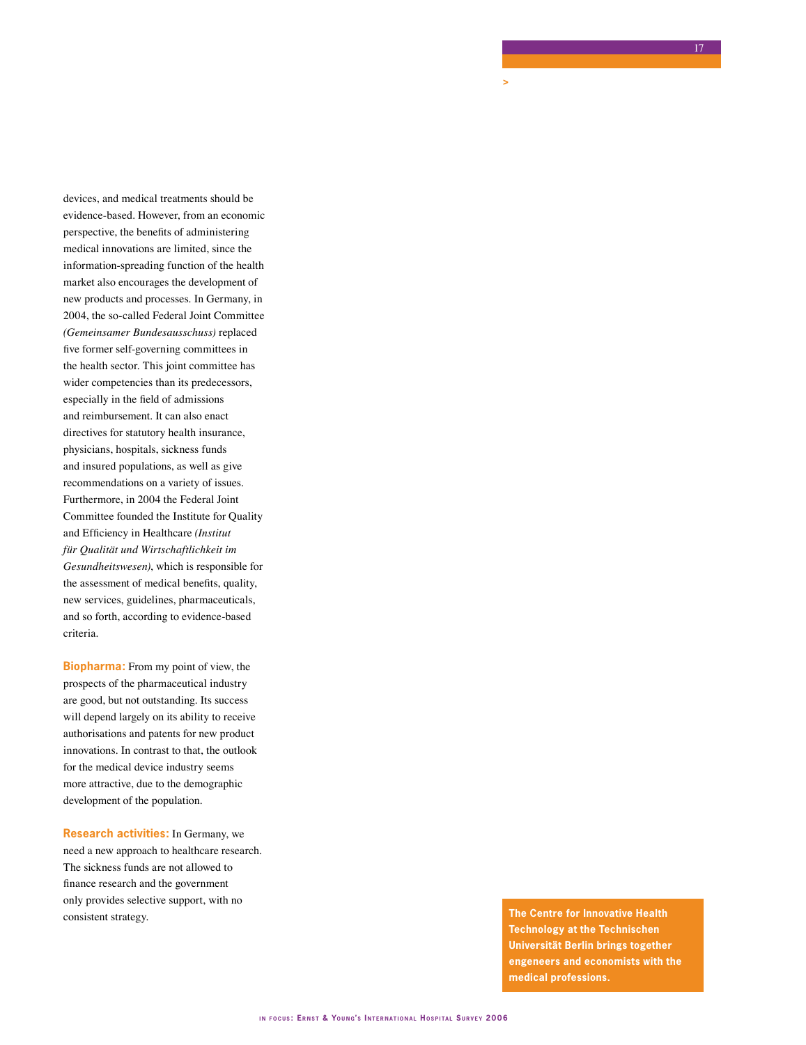devices, and medical treatments should be evidence-based. However, from an economic perspective, the benefits of administering medical innovations are limited, since the information-spreading function of the health market also encourages the development of new products and processes. In Germany, in 2004, the so-called Federal Joint Committee *(Gemeinsamer Bundesausschuss)* replaced five former self-governing committees in the health sector. This joint committee has wider competencies than its predecessors, especially in the field of admissions and reimbursement. It can also enact directives for statutory health insurance, physicians, hospitals, sickness funds and insured populations, as well as give recommendations on a variety of issues. Furthermore, in 2004 the Federal Joint Committee founded the Institute for Quality and Efficiency in Healthcare *(Institut für Qualität und Wirtschaftlichkeit im Gesundheitswesen)*, which is responsible for the assessment of medical benefits, quality, new services, guidelines, pharmaceuticals, and so forth, according to evidence-based criteria.

**Biopharma:** From my point of view, the prospects of the pharmaceutical industry are good, but not outstanding. Its success will depend largely on its ability to receive authorisations and patents for new product innovations. In contrast to that, the outlook for the medical device industry seems more attractive, due to the demographic development of the population.

**Research activities:** In Germany, we need a new approach to healthcare research. The sickness funds are not allowed to finance research and the government only provides selective support, with no consistent strategy.

**The Centre for Innovative Health Technology at the Technischen Universität Berlin brings together engeneers and economists with the medical professions.**